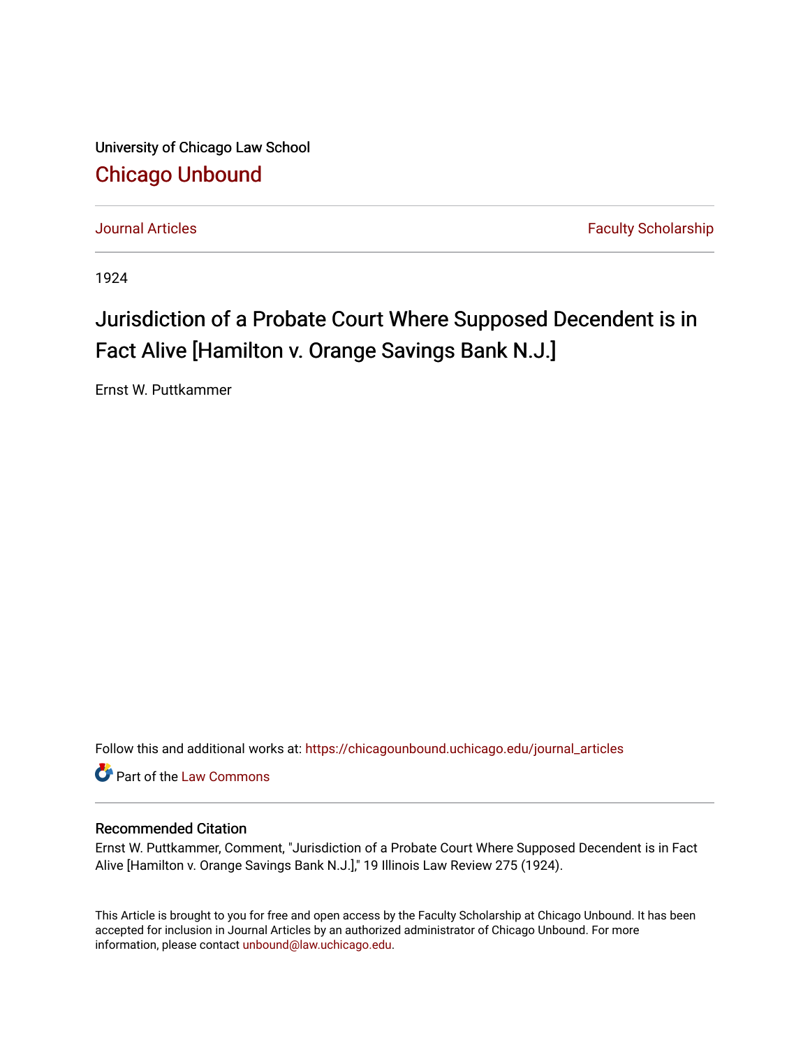University of Chicago Law School

## Chicago Unbound

Journal Articles | Faculty Scholarship

1924

# Jurisdiction of a Probate Court Where Supposed Decendent is in Fact Alive [Hamilton v. Orange Savings Bank N.J.]

Ernst W. Puttkammer

Follow this and additional works at: https://chicagounbound.uchicago.edu/journal_articles

Part of the Law Commons

### Recommended Citation

Ernst W. Puttkammer, Comment, "Jurisdiction of a Probate Court Where Supposed Decendent is in Fact Alive [Hamilton v. Orange Savings Bank N.J.]," 19 Illinois Law Review 275 (1924).

This Article is brought to you for free and open access by the Faculty Scholarship at Chicago Unbound. It has been accepted for inclusion in Journal Articles by an authorized administrator of Chicago Unbound. For more information, please contact unbound@law.uchicago.edu.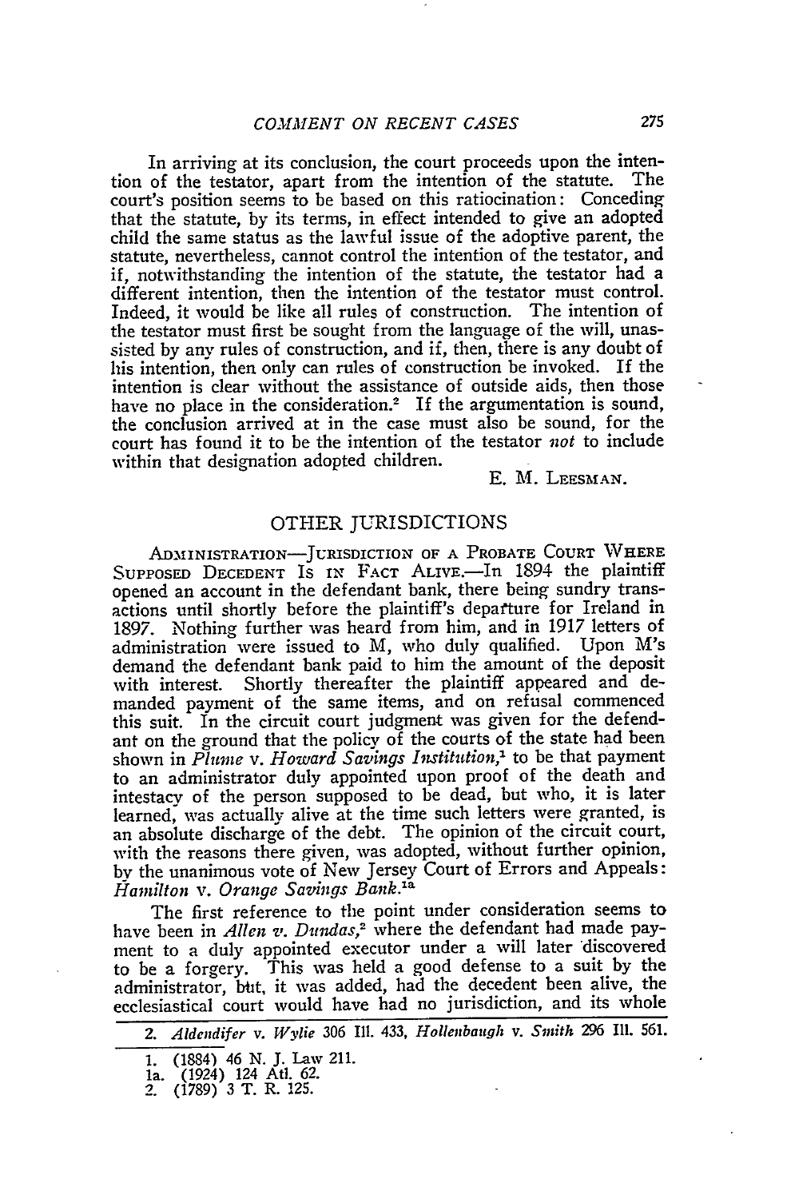In arriving at its conclusion, the court proceeds upon the intention of the testator, apart from the intention of the statute. The court's position seems to be based on this ratiocination: Conceding that the statute, by its terms, in effect intended to give an adopted child the same status as the lawful issue of the adoptive parent, the statute, nevertheless, cannot control the intention of the testator, and if, notwithstanding the intention of the statute, the testator had a different intention, then the intention of the testator must control. Indeed, it would be like all rules of construction. The intention of the testator must first be sought from the language of the will, unassisted by any rules of construction, and if, then, there is any doubt of his intention, then only can rules of construction be invoked. If the intention is clear without the assistance of outside aids, then those have no place in the consideration.[2] If the argumentation is sound, the conclusion arrived at in the case must also be sound, for the court has found it to be the intention of the testator *not* to include within that designation adopted children.

E. M. LEESMAN.

## OTHER JURISDICTIONS

ADMINISTRATION—JURISDICTION OF A PROBATE COURT WHERE SUPPOSED DECEDENT IS IN FACT ALIVE.—In 1894 the plaintiff opened an account in the defendant bank, there being sundry transactions until shortly before the plaintiff's departure for Ireland in 1897. Nothing further was heard from him, and in 1917 letters of administration were issued to M, who duly qualified. Upon M's demand the defendant bank paid to him the amount of the deposit with interest. Shortly thereafter the plaintiff appeared and demanded payment of the same items, and on refusal commenced this suit. In the circuit court judgment was given for the defendant on the ground that the policy of the courts of the state had been shown in *Plume* v. *Howard Savings Institution*,[1] to be that payment to an administrator duly appointed upon proof of the death and intestacy of the person supposed to be dead, but who, it is later learned, was actually alive at the time such letters were granted, is an absolute discharge of the debt. The opinion of the circuit court, with the reasons there given, was adopted, without further opinion, by the unanimous vote of New Jersey Court of Errors and Appeals: *Hamilton* v. *Orange Savings Bank*.[1a]

The first reference to the point under consideration seems to have been in *Allen v. Dundas*,[2] where the defendant had made payment to a duly appointed executor under a will later discovered to be a forgery. This was held a good defense to a suit by the administrator, but, it was added, had the decedent been alive, the ecclesiastical court would have had no jurisdiction, and its whole

---

2. *Aldendifer* v. *Wylie* 306 Ill. 433, *Hollenbaugh* v. *Smith* 296 Ill. 561.

1. (1884) 46 N. J. Law 211.
1a. (1924) 124 Atl. 62.
2. (1789) 3 T. R. 125.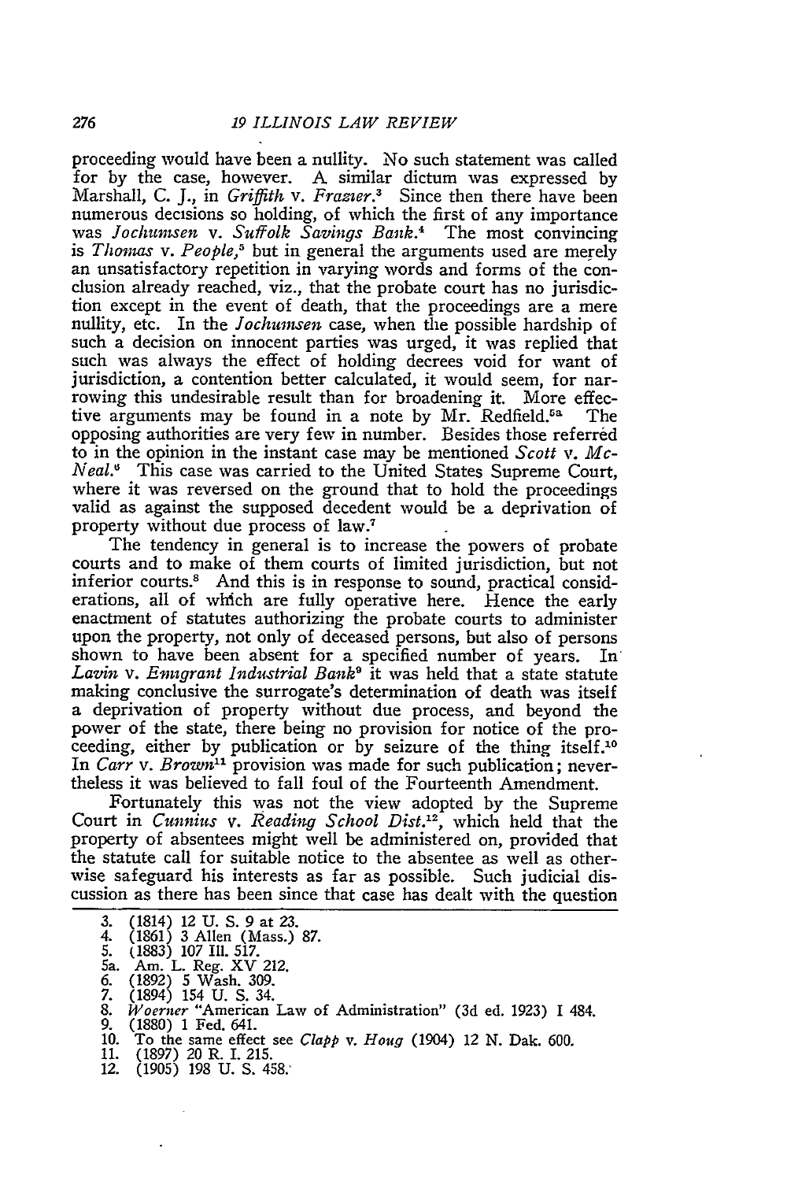proceeding would have been a nullity. No such statement was called for by the case, however. A similar dictum was expressed by Marshall, C. J., in *Griffith* v. *Frazier*.[3] Since then there have been numerous decisions so holding, of which the first of any importance was *Jochumsen* v. *Suffolk Savings Bank*.[4] The most convincing is *Thomas* v. *People*,[5] but in general the arguments used are merely an unsatisfactory repetition in varying words and forms of the conclusion already reached, viz., that the probate court has no jurisdiction except in the event of death, that the proceedings are a mere nullity, etc. In the *Jochumsen* case, when the possible hardship of such a decision on innocent parties was urged, it was replied that such was always the effect of holding decrees void for want of jurisdiction, a contention better calculated, it would seem, for narrowing this undesirable result than for broadening it. More effective arguments may be found in a note by Mr. Redfield.[5a] The opposing authorities are very few in number. Besides those referred to in the opinion in the instant case may be mentioned *Scott* v. *McNeal*.[6] This case was carried to the United States Supreme Court, where it was reversed on the ground that to hold the proceedings valid as against the supposed decedent would be a deprivation of property without due process of law.[7]

The tendency in general is to increase the powers of probate courts and to make of them courts of limited jurisdiction, but not inferior courts.[8] And this is in response to sound, practical considerations, all of which are fully operative here. Hence the early enactment of statutes authorizing the probate courts to administer upon the property, not only of deceased persons, but also of persons shown to have been absent for a specified number of years. In *Lavin* v. *Emigrant Industrial Bank*[9] it was held that a state statute making conclusive the surrogate's determination of death was itself a deprivation of property without due process, and beyond the power of the state, there being no provision for notice of the proceeding, either by publication or by seizure of the thing itself.[10] In *Carr* v. *Brown*[11] provision was made for such publication; nevertheless it was believed to fall foul of the Fourteenth Amendment.

Fortunately this was not the view adopted by the Supreme Court in *Cunnius* v. *Reading School Dist.*[12], which held that the property of absentees might well be administered on, provided that the statute call for suitable notice to the absentee as well as otherwise safeguard his interests as far as possible. Such judicial discussion as there has been since that case has dealt with the question

3. (1814) 12 U. S. 9 at 23.
4. (1861) 3 Allen (Mass.) 87.
5. (1883) 107 Ill. 517.
5a. Am. L. Reg. XV 212.
6. (1892) 5 Wash. 309.
7. (1894) 154 U. S. 34.
8. *Woerner* "American Law of Administration" (3d ed. 1923) I 484.
9. (1880) 1 Fed. 641.
10. To the same effect see *Clapp* v. *Houg* (1904) 12 N. Dak. 600.
11. (1897) 20 R. I. 215.
12. (1905) 198 U. S. 458.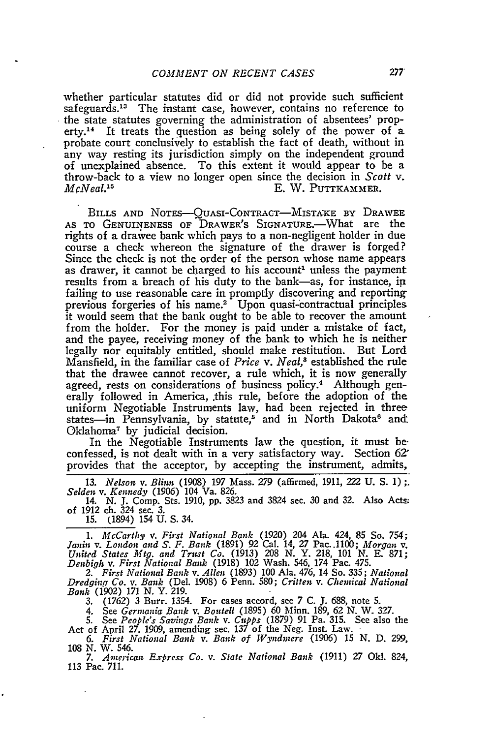whether particular statutes did or did not provide such sufficient safeguards.[13] The instant case, however, contains no reference to the state statutes governing the administration of absentees' property.[14] It treats the question as being solely of the power of a probate court conclusively to establish the fact of death, without in any way resting its jurisdiction simply on the independent ground of unexplained absence. To this extent it would appear to be a throw-back to a view no longer open since the decision in *Scott* v. *McNeal*.[15]

E. W. PUTTKAMMER.

BILLS AND NOTES—QUASI-CONTRACT—MISTAKE BY DRAWEE AS TO GENUINENESS OF DRAWER'S SIGNATURE.—What are the rights of a drawee bank which pays to a non-negligent holder in due course a check whereon the signature of the drawer is forged? Since the check is not the order of the person whose name appears as drawer, it cannot be charged to his account[1] unless the payment results from a breach of his duty to the bank—as, for instance, in failing to use reasonable care in promptly discovering and reporting previous forgeries of his name.[2] Upon quasi-contractual principles it would seem that the bank ought to be able to recover the amount from the holder. For the money is paid under a mistake of fact, and the payee, receiving money of the bank to which he is neither legally nor equitably entitled, should make restitution. But Lord Mansfield, in the familiar case of *Price* v. *Neal*,[3] established the rule that the drawee cannot recover, a rule which, it is now generally agreed, rests on considerations of business policy.[4] Although generally followed in America, this rule, before the adoption of the uniform Negotiable Instruments law, had been rejected in three states—in Pennsylvania, by statute,[5] and in North Dakota[6] and Oklahoma[7] by judicial decision.

In the Negotiable Instruments law the question, it must be confessed, is not dealt with in a very satisfactory way. Section 62 provides that the acceptor, by accepting the instrument, admits,

---

13. *Nelson* v. *Blinn* (1908) 197 Mass. 279 (affirmed, 1911, 222 U. S. 1); *Selden* v. *Kennedy* (1906) 104 Va. 826.

14. N. J. Comp. Sts. 1910, pp. 3823 and 3824 sec. 30 and 32. Also Acts of 1912 ch. 324 sec. 3.

15. (1894) 154 U. S. 34.

1. *McCarthy* v. *First National Bank* (1920) 204 Ala. 424, 85 So. 754; *Janin* v. *London and S. F. Bank* (1891) 92 Cal. 14, 27 Pac. 1100; *Morgan* v. *United States Mtg. and Trust Co.* (1913) 208 N. Y. 218, 101 N. E. 871; *Denbigh* v. *First National Bank* (1918) 102 Wash. 546, 174 Pac. 475.

2. *First National Bank* v. *Allen* (1893) 100 Ala. 476, 14 So. 335; *National Dredging Co.* v. *Bank* (Del. 1908) 6 Penn. 580; *Critten* v. *Chemical National Bank* (1902) 171 N. Y. 219.

3. (1762) 3 Burr. 1354. For cases accord, see 7 C. J. 688, note 5.

4. See *Germania Bank* v. *Boutell* (1895) 60 Minn. 189, 62 N. W. 327.

5. See *People's Savings Bank* v. *Cupps* (1879) 91 Pa. 315. See also the Act of April 27, 1909, amending sec. 137 of the Neg. Inst. Law.

6. *First National Bank* v. *Bank of Wyndmere* (1906) 15 N. D. 299, 108 N. W. 546.

7. *American Express Co.* v. *State National Bank* (1911) 27 Okl. 824, 113 Pac. 711.